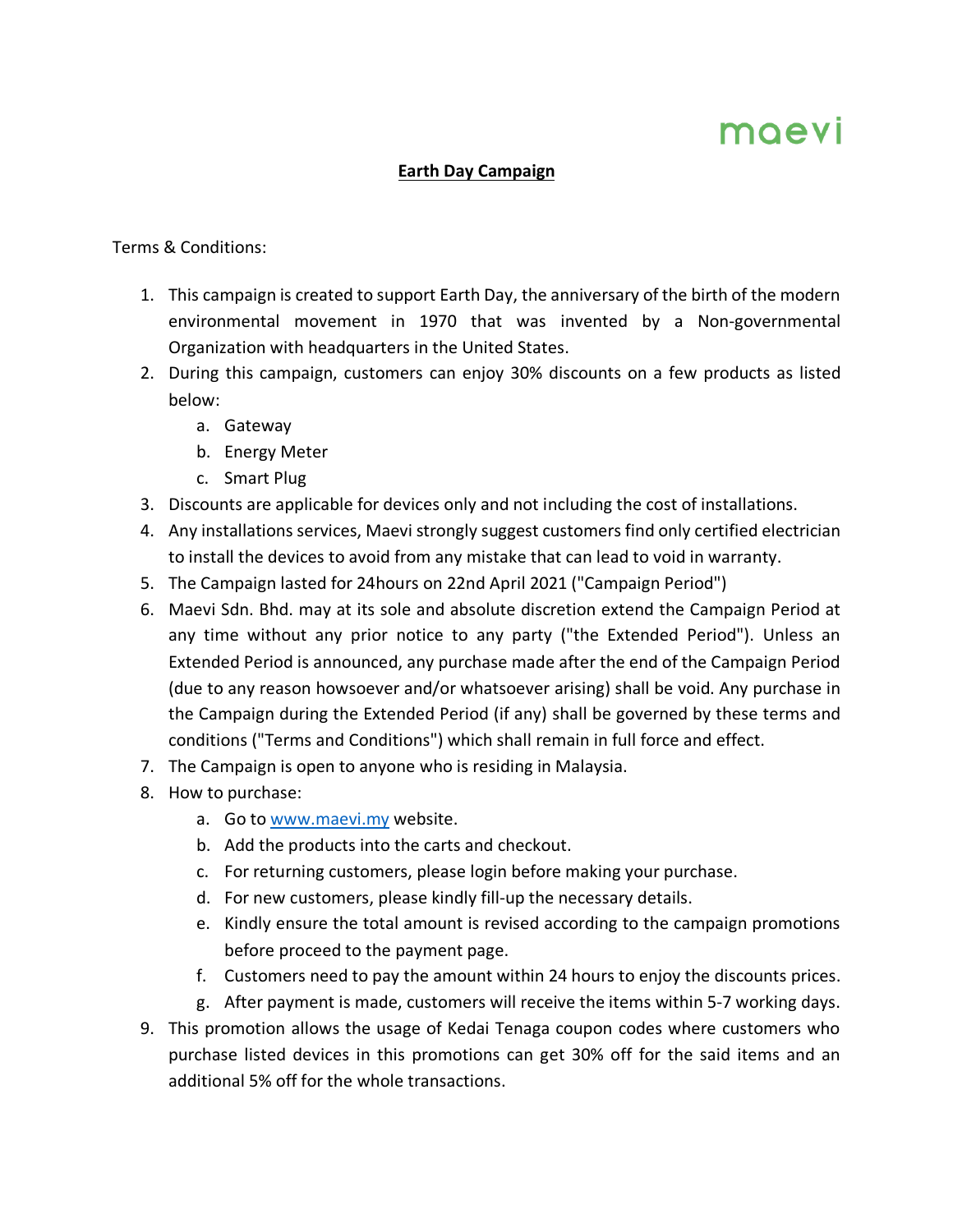maevi

# Earth Day Campaign

Terms & Conditions:

1. This campaign is created to support Earth Day, the anniversary of the birth of the modern environmental movement in 1970 that was invented by a Non-governmental Organization with headquarters in the United States.
2. During this campaign, customers can enjoy 30% discounts on a few products as listed below:
   a. Gateway
   b. Energy Meter
   c. Smart Plug
3. Discounts are applicable for devices only and not including the cost of installations.
4. Any installations services, Maevi strongly suggest customers find only certified electrician to install the devices to avoid from any mistake that can lead to void in warranty.
5. The Campaign lasted for 24hours on 22nd April 2021 ("Campaign Period")
6. Maevi Sdn. Bhd. may at its sole and absolute discretion extend the Campaign Period at any time without any prior notice to any party ("the Extended Period"). Unless an Extended Period is announced, any purchase made after the end of the Campaign Period (due to any reason howsoever and/or whatsoever arising) shall be void. Any purchase in the Campaign during the Extended Period (if any) shall be governed by these terms and conditions ("Terms and Conditions") which shall remain in full force and effect.
7. The Campaign is open to anyone who is residing in Malaysia.
8. How to purchase:
   a. Go to www.maevi.my website.
   b. Add the products into the carts and checkout.
   c. For returning customers, please login before making your purchase.
   d. For new customers, please kindly fill-up the necessary details.
   e. Kindly ensure the total amount is revised according to the campaign promotions before proceed to the payment page.
   f. Customers need to pay the amount within 24 hours to enjoy the discounts prices.
   g. After payment is made, customers will receive the items within 5-7 working days.
9. This promotion allows the usage of Kedai Tenaga coupon codes where customers who purchase listed devices in this promotions can get 30% off for the said items and an additional 5% off for the whole transactions.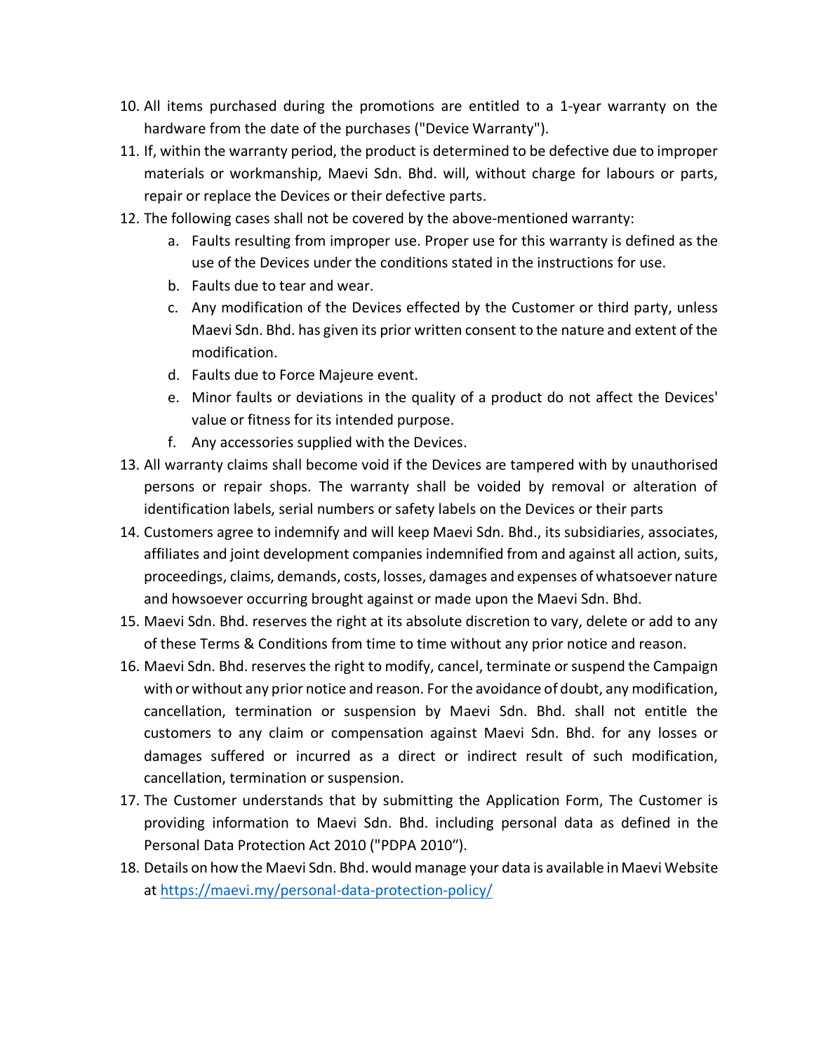10. All items purchased during the promotions are entitled to a 1-year warranty on the hardware from the date of the purchases ("Device Warranty").
11. If, within the warranty period, the product is determined to be defective due to improper materials or workmanship, Maevi Sdn. Bhd. will, without charge for labours or parts, repair or replace the Devices or their defective parts.
12. The following cases shall not be covered by the above-mentioned warranty:
    a. Faults resulting from improper use. Proper use for this warranty is defined as the use of the Devices under the conditions stated in the instructions for use.
    b. Faults due to tear and wear.
    c. Any modification of the Devices effected by the Customer or third party, unless Maevi Sdn. Bhd. has given its prior written consent to the nature and extent of the modification.
    d. Faults due to Force Majeure event.
    e. Minor faults or deviations in the quality of a product do not affect the Devices' value or fitness for its intended purpose.
    f. Any accessories supplied with the Devices.
13. All warranty claims shall become void if the Devices are tampered with by unauthorised persons or repair shops. The warranty shall be voided by removal or alteration of identification labels, serial numbers or safety labels on the Devices or their parts
14. Customers agree to indemnify and will keep Maevi Sdn. Bhd., its subsidiaries, associates, affiliates and joint development companies indemnified from and against all action, suits, proceedings, claims, demands, costs, losses, damages and expenses of whatsoever nature and howsoever occurring brought against or made upon the Maevi Sdn. Bhd.
15. Maevi Sdn. Bhd. reserves the right at its absolute discretion to vary, delete or add to any of these Terms & Conditions from time to time without any prior notice and reason.
16. Maevi Sdn. Bhd. reserves the right to modify, cancel, terminate or suspend the Campaign with or without any prior notice and reason. For the avoidance of doubt, any modification, cancellation, termination or suspension by Maevi Sdn. Bhd. shall not entitle the customers to any claim or compensation against Maevi Sdn. Bhd. for any losses or damages suffered or incurred as a direct or indirect result of such modification, cancellation, termination or suspension.
17. The Customer understands that by submitting the Application Form, The Customer is providing information to Maevi Sdn. Bhd. including personal data as defined in the Personal Data Protection Act 2010 ("PDPA 2010").
18. Details on how the Maevi Sdn. Bhd. would manage your data is available in Maevi Website at [https://maevi.my/personal-data-protection-policy/](https://maevi.my/personal-data-protection-policy/)